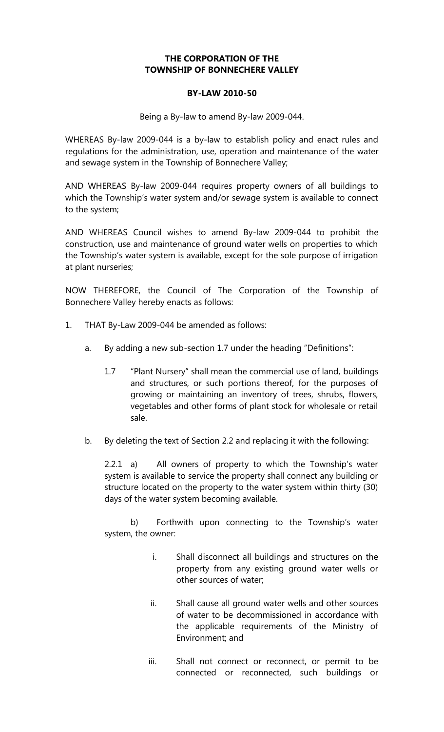**THE CORPORATION OF THE**
**TOWNSHIP OF BONNECHERE VALLEY**

**BY-LAW 2010-50**

Being a By-law to amend By-law 2009-044.

WHEREAS By-law 2009-044 is a by-law to establish policy and enact rules and regulations for the administration, use, operation and maintenance of the water and sewage system in the Township of Bonnechere Valley;

AND WHEREAS By-law 2009-044 requires property owners of all buildings to which the Township's water system and/or sewage system is available to connect to the system;

AND WHEREAS Council wishes to amend By-law 2009-044 to prohibit the construction, use and maintenance of ground water wells on properties to which the Township's water system is available, except for the sole purpose of irrigation at plant nurseries;

NOW THEREFORE, the Council of The Corporation of the Township of Bonnechere Valley hereby enacts as follows:

1. THAT By-Law 2009-044 be amended as follows:

   a. By adding a new sub-section 1.7 under the heading "Definitions":

      1.7 "Plant Nursery" shall mean the commercial use of land, buildings and structures, or such portions thereof, for the purposes of growing or maintaining an inventory of trees, shrubs, flowers, vegetables and other forms of plant stock for wholesale or retail sale.

   b. By deleting the text of Section 2.2 and replacing it with the following:

      2.2.1 a) All owners of property to which the Township's water system is available to service the property shall connect any building or structure located on the property to the water system within thirty (30) days of the water system becoming available.

      b) Forthwith upon connecting to the Township's water system, the owner:

         i. Shall disconnect all buildings and structures on the property from any existing ground water wells or other sources of water;

         ii. Shall cause all ground water wells and other sources of water to be decommissioned in accordance with the applicable requirements of the Ministry of Environment; and

         iii. Shall not connect or reconnect, or permit to be connected or reconnected, such buildings or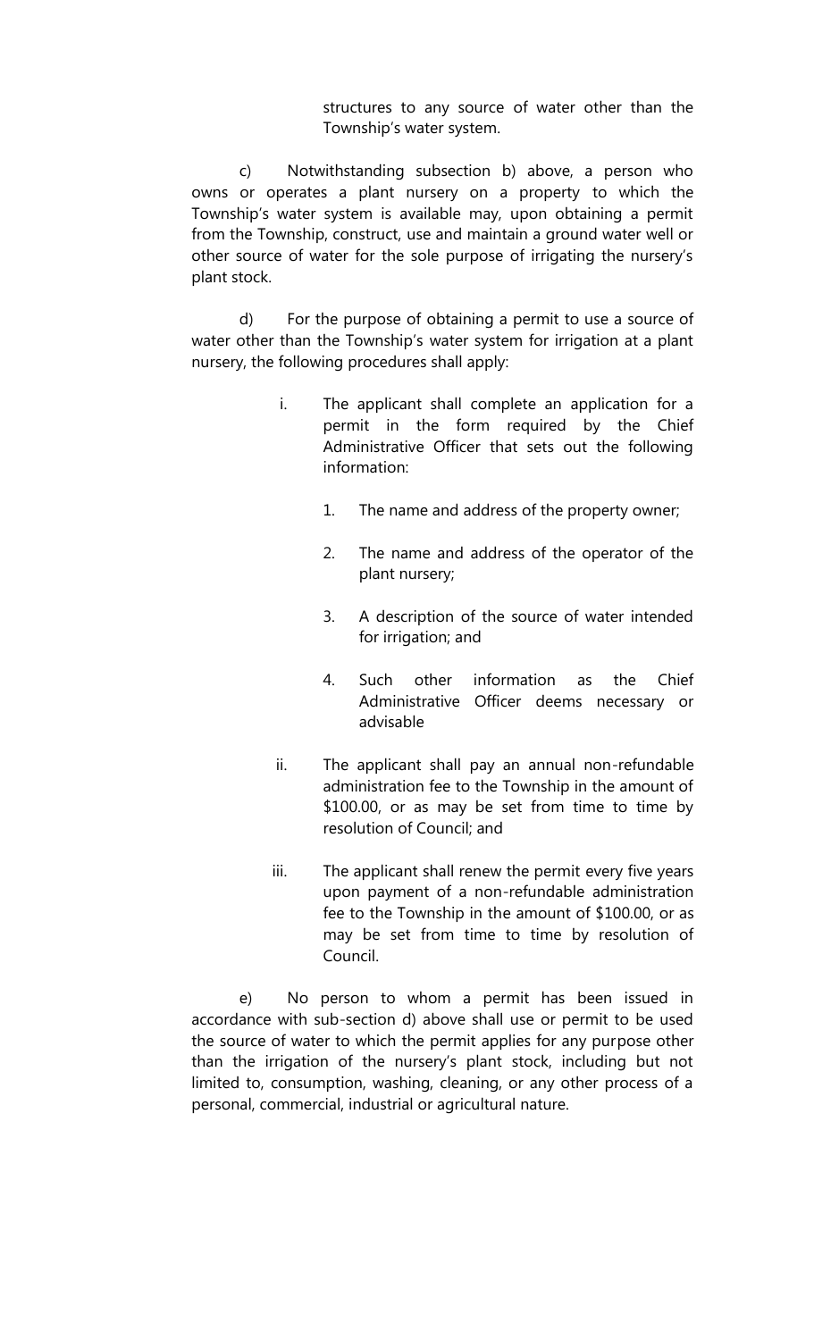structures to any source of water other than the Township's water system.

c) Notwithstanding subsection b) above, a person who owns or operates a plant nursery on a property to which the Township's water system is available may, upon obtaining a permit from the Township, construct, use and maintain a ground water well or other source of water for the sole purpose of irrigating the nursery's plant stock.

d) For the purpose of obtaining a permit to use a source of water other than the Township's water system for irrigation at a plant nursery, the following procedures shall apply:

i. The applicant shall complete an application for a permit in the form required by the Chief Administrative Officer that sets out the following information:

1. The name and address of the property owner;

2. The name and address of the operator of the plant nursery;

3. A description of the source of water intended for irrigation; and

4. Such other information as the Chief Administrative Officer deems necessary or advisable

ii. The applicant shall pay an annual non-refundable administration fee to the Township in the amount of $100.00, or as may be set from time to time by resolution of Council; and

iii. The applicant shall renew the permit every five years upon payment of a non-refundable administration fee to the Township in the amount of $100.00, or as may be set from time to time by resolution of Council.

e) No person to whom a permit has been issued in accordance with sub-section d) above shall use or permit to be used the source of water to which the permit applies for any purpose other than the irrigation of the nursery's plant stock, including but not limited to, consumption, washing, cleaning, or any other process of a personal, commercial, industrial or agricultural nature.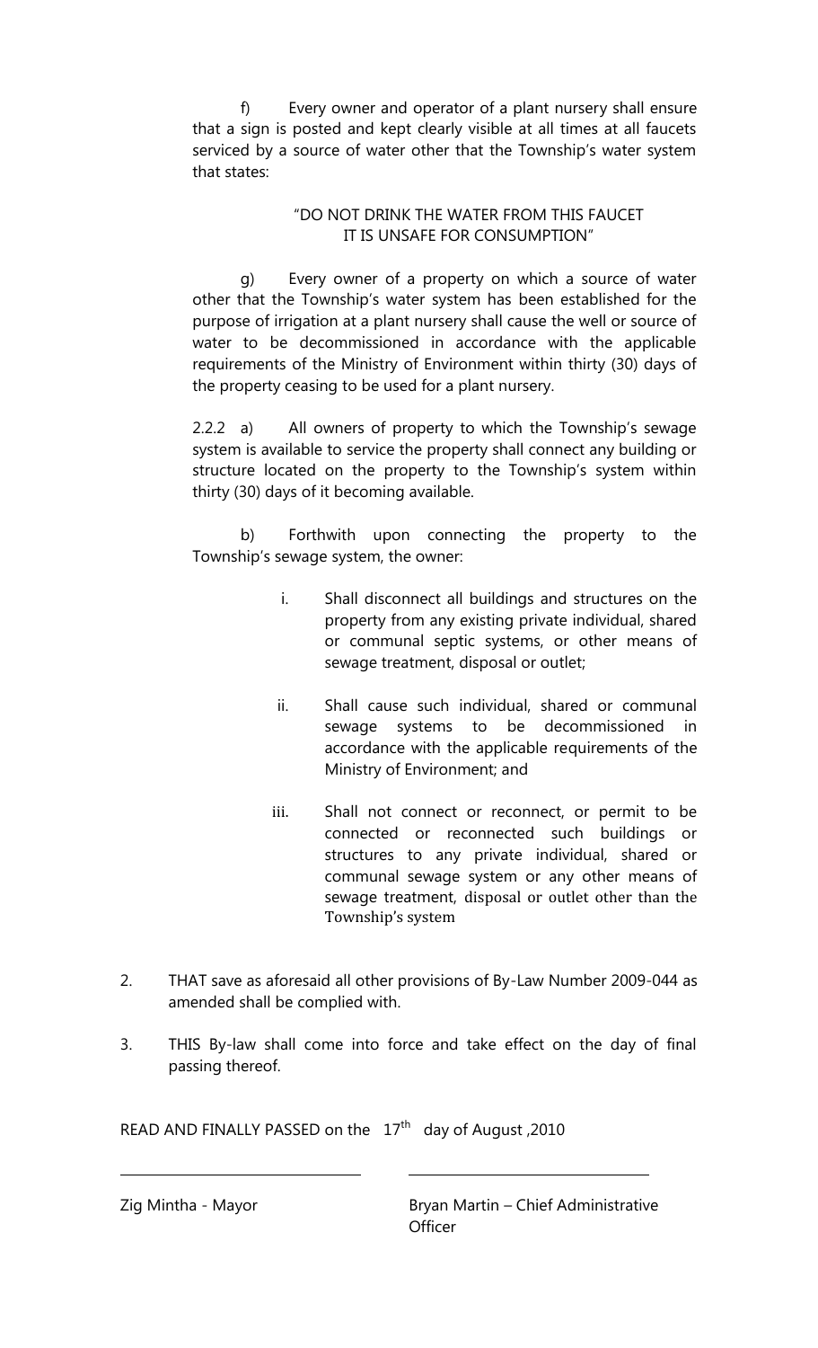f) Every owner and operator of a plant nursery shall ensure that a sign is posted and kept clearly visible at all times at all faucets serviced by a source of water other that the Township's water system that states:

"DO NOT DRINK THE WATER FROM THIS FAUCET
IT IS UNSAFE FOR CONSUMPTION"

g) Every owner of a property on which a source of water other that the Township's water system has been established for the purpose of irrigation at a plant nursery shall cause the well or source of water to be decommissioned in accordance with the applicable requirements of the Ministry of Environment within thirty (30) days of the property ceasing to be used for a plant nursery.

2.2.2 a) All owners of property to which the Township's sewage system is available to service the property shall connect any building or structure located on the property to the Township's system within thirty (30) days of it becoming available.

b) Forthwith upon connecting the property to the Township's sewage system, the owner:

i. Shall disconnect all buildings and structures on the property from any existing private individual, shared or communal septic systems, or other means of sewage treatment, disposal or outlet;

ii. Shall cause such individual, shared or communal sewage systems to be decommissioned in accordance with the applicable requirements of the Ministry of Environment; and

iii. Shall not connect or reconnect, or permit to be connected or reconnected such buildings or structures to any private individual, shared or communal sewage system or any other means of sewage treatment, disposal or outlet other than the Township's system

2. THAT save as aforesaid all other provisions of By-Law Number 2009-044 as amended shall be complied with.

3. THIS By-law shall come into force and take effect on the day of final passing thereof.

READ AND FINALLY PASSED on the 17th day of August ,2010

Zig Mintha - Mayor

Bryan Martin – Chief Administrative Officer